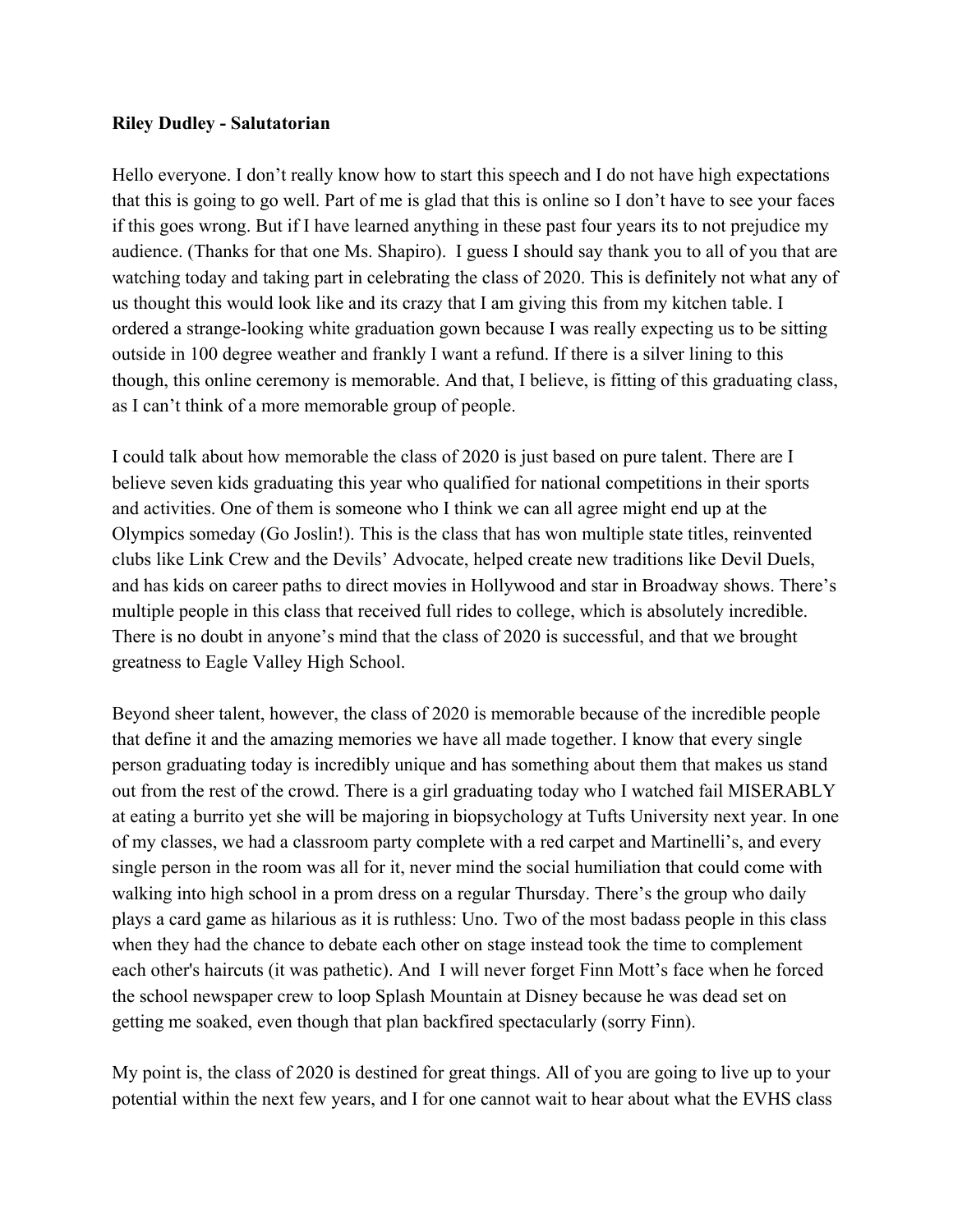**Riley Dudley - Salutatorian**

Hello everyone. I don't really know how to start this speech and I do not have high expectations that this is going to go well. Part of me is glad that this is online so I don't have to see your faces if this goes wrong. But if I have learned anything in these past four years its to not prejudice my audience. (Thanks for that one Ms. Shapiro). I guess I should say thank you to all of you that are watching today and taking part in celebrating the class of 2020. This is definitely not what any of us thought this would look like and its crazy that I am giving this from my kitchen table. I ordered a strange-looking white graduation gown because I was really expecting us to be sitting outside in 100 degree weather and frankly I want a refund. If there is a silver lining to this though, this online ceremony is memorable. And that, I believe, is fitting of this graduating class, as I can't think of a more memorable group of people.

I could talk about how memorable the class of 2020 is just based on pure talent. There are I believe seven kids graduating this year who qualified for national competitions in their sports and activities. One of them is someone who I think we can all agree might end up at the Olympics someday (Go Joslin!). This is the class that has won multiple state titles, reinvented clubs like Link Crew and the Devils' Advocate, helped create new traditions like Devil Duels, and has kids on career paths to direct movies in Hollywood and star in Broadway shows. There's multiple people in this class that received full rides to college, which is absolutely incredible. There is no doubt in anyone's mind that the class of 2020 is successful, and that we brought greatness to Eagle Valley High School.

Beyond sheer talent, however, the class of 2020 is memorable because of the incredible people that define it and the amazing memories we have all made together. I know that every single person graduating today is incredibly unique and has something about them that makes us stand out from the rest of the crowd. There is a girl graduating today who I watched fail MISERABLY at eating a burrito yet she will be majoring in biopsychology at Tufts University next year. In one of my classes, we had a classroom party complete with a red carpet and Martinelli's, and every single person in the room was all for it, never mind the social humiliation that could come with walking into high school in a prom dress on a regular Thursday. There's the group who daily plays a card game as hilarious as it is ruthless: Uno. Two of the most badass people in this class when they had the chance to debate each other on stage instead took the time to complement each other's haircuts (it was pathetic). And I will never forget Finn Mott's face when he forced the school newspaper crew to loop Splash Mountain at Disney because he was dead set on getting me soaked, even though that plan backfired spectacularly (sorry Finn).

My point is, the class of 2020 is destined for great things. All of you are going to live up to your potential within the next few years, and I for one cannot wait to hear about what the EVHS class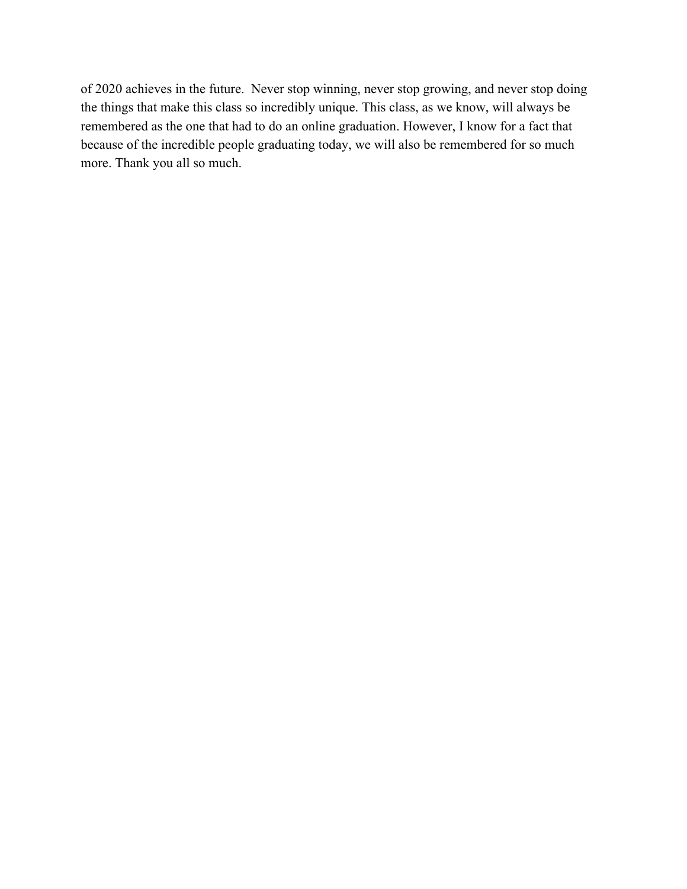of 2020 achieves in the future. Never stop winning, never stop growing, and never stop doing the things that make this class so incredibly unique. This class, as we know, will always be remembered as the one that had to do an online graduation. However, I know for a fact that because of the incredible people graduating today, we will also be remembered for so much more. Thank you all so much.